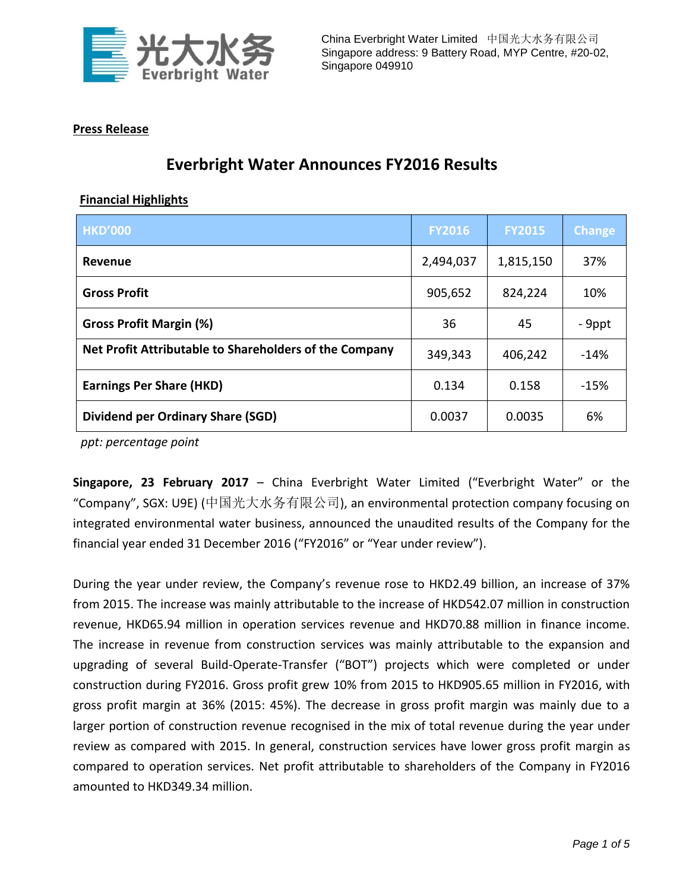China Everbright Water Limited 中国光大水务有限公司
Singapore address: 9 Battery Road, MYP Centre, #20-02, Singapore 049910

**Press Release**

# Everbright Water Announces FY2016 Results

**Financial Highlights**

| HKD'000 | FY2016 | FY2015 | Change |
|---|---|---|---|
| **Revenue** | 2,494,037 | 1,815,150 | 37% |
| **Gross Profit** | 905,652 | 824,224 | 10% |
| **Gross Profit Margin (%)** | 36 | 45 | - 9ppt |
| **Net Profit Attributable to Shareholders of the Company** | 349,343 | 406,242 | -14% |
| **Earnings Per Share (HKD)** | 0.134 | 0.158 | -15% |
| **Dividend per Ordinary Share (SGD)** | 0.0037 | 0.0035 | 6% |

*ppt: percentage point*

**Singapore, 23 February 2017** – China Everbright Water Limited ("Everbright Water" or the "Company", SGX: U9E) (中国光大水务有限公司), an environmental protection company focusing on integrated environmental water business, announced the unaudited results of the Company for the financial year ended 31 December 2016 ("FY2016" or "Year under review").

During the year under review, the Company's revenue rose to HKD2.49 billion, an increase of 37% from 2015. The increase was mainly attributable to the increase of HKD542.07 million in construction revenue, HKD65.94 million in operation services revenue and HKD70.88 million in finance income. The increase in revenue from construction services was mainly attributable to the expansion and upgrading of several Build-Operate-Transfer ("BOT") projects which were completed or under construction during FY2016. Gross profit grew 10% from 2015 to HKD905.65 million in FY2016, with gross profit margin at 36% (2015: 45%). The decrease in gross profit margin was mainly due to a larger portion of construction revenue recognised in the mix of total revenue during the year under review as compared with 2015. In general, construction services have lower gross profit margin as compared to operation services. Net profit attributable to shareholders of the Company in FY2016 amounted to HKD349.34 million.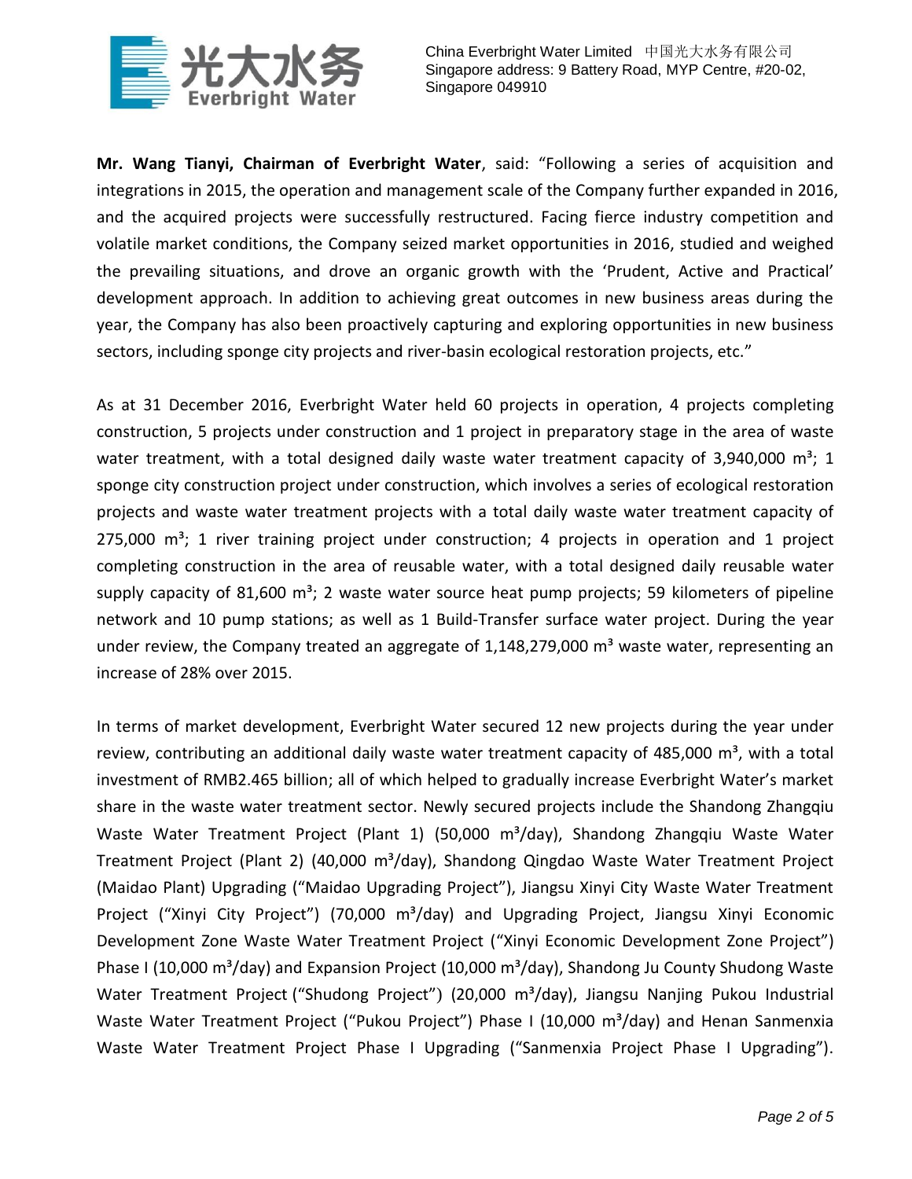**Mr. Wang Tianyi, Chairman of Everbright Water**, said: "Following a series of acquisition and integrations in 2015, the operation and management scale of the Company further expanded in 2016, and the acquired projects were successfully restructured. Facing fierce industry competition and volatile market conditions, the Company seized market opportunities in 2016, studied and weighed the prevailing situations, and drove an organic growth with the 'Prudent, Active and Practical' development approach. In addition to achieving great outcomes in new business areas during the year, the Company has also been proactively capturing and exploring opportunities in new business sectors, including sponge city projects and river-basin ecological restoration projects, etc."

As at 31 December 2016, Everbright Water held 60 projects in operation, 4 projects completing construction, 5 projects under construction and 1 project in preparatory stage in the area of waste water treatment, with a total designed daily waste water treatment capacity of 3,940,000 $m^3$; 1 sponge city construction project under construction, which involves a series of ecological restoration projects and waste water treatment projects with a total daily waste water treatment capacity of 275,000 $m^3$; 1 river training project under construction; 4 projects in operation and 1 project completing construction in the area of reusable water, with a total designed daily reusable water supply capacity of 81,600 $m^3$; 2 waste water source heat pump projects; 59 kilometers of pipeline network and 10 pump stations; as well as 1 Build-Transfer surface water project. During the year under review, the Company treated an aggregate of 1,148,279,000 $m^3$ waste water, representing an increase of 28% over 2015.

In terms of market development, Everbright Water secured 12 new projects during the year under review, contributing an additional daily waste water treatment capacity of 485,000 $m^3$, with a total investment of RMB2.465 billion; all of which helped to gradually increase Everbright Water's market share in the waste water treatment sector. Newly secured projects include the Shandong Zhangqiu Waste Water Treatment Project (Plant 1) (50,000 $m^3$/day), Shandong Zhangqiu Waste Water Treatment Project (Plant 2) (40,000 $m^3$/day), Shandong Qingdao Waste Water Treatment Project (Maidao Plant) Upgrading ("Maidao Upgrading Project"), Jiangsu Xinyi City Waste Water Treatment Project ("Xinyi City Project") (70,000 $m^3$/day) and Upgrading Project, Jiangsu Xinyi Economic Development Zone Waste Water Treatment Project ("Xinyi Economic Development Zone Project") Phase I (10,000 $m^3$/day) and Expansion Project (10,000 $m^3$/day), Shandong Ju County Shudong Waste Water Treatment Project ("Shudong Project") (20,000 $m^3$/day), Jiangsu Nanjing Pukou Industrial Waste Water Treatment Project ("Pukou Project") Phase I (10,000 $m^3$/day) and Henan Sanmenxia Waste Water Treatment Project Phase I Upgrading ("Sanmenxia Project Phase I Upgrading").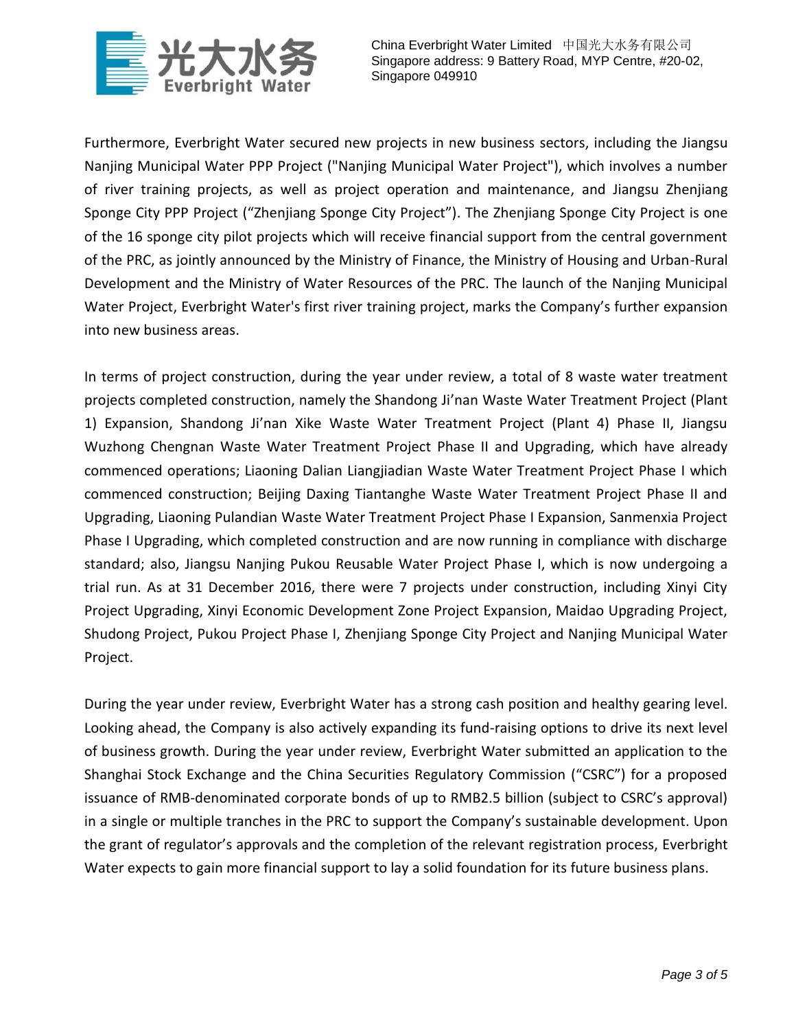Furthermore, Everbright Water secured new projects in new business sectors, including the Jiangsu Nanjing Municipal Water PPP Project ("Nanjing Municipal Water Project"), which involves a number of river training projects, as well as project operation and maintenance, and Jiangsu Zhenjiang Sponge City PPP Project ("Zhenjiang Sponge City Project"). The Zhenjiang Sponge City Project is one of the 16 sponge city pilot projects which will receive financial support from the central government of the PRC, as jointly announced by the Ministry of Finance, the Ministry of Housing and Urban-Rural Development and the Ministry of Water Resources of the PRC. The launch of the Nanjing Municipal Water Project, Everbright Water's first river training project, marks the Company's further expansion into new business areas.

In terms of project construction, during the year under review, a total of 8 waste water treatment projects completed construction, namely the Shandong Ji'nan Waste Water Treatment Project (Plant 1) Expansion, Shandong Ji'nan Xike Waste Water Treatment Project (Plant 4) Phase II, Jiangsu Wuzhong Chengnan Waste Water Treatment Project Phase II and Upgrading, which have already commenced operations; Liaoning Dalian Liangjiadian Waste Water Treatment Project Phase I which commenced construction; Beijing Daxing Tiantanghe Waste Water Treatment Project Phase II and Upgrading, Liaoning Pulandian Waste Water Treatment Project Phase I Expansion, Sanmenxia Project Phase I Upgrading, which completed construction and are now running in compliance with discharge standard; also, Jiangsu Nanjing Pukou Reusable Water Project Phase I, which is now undergoing a trial run. As at 31 December 2016, there were 7 projects under construction, including Xinyi City Project Upgrading, Xinyi Economic Development Zone Project Expansion, Maidao Upgrading Project, Shudong Project, Pukou Project Phase I, Zhenjiang Sponge City Project and Nanjing Municipal Water Project.

During the year under review, Everbright Water has a strong cash position and healthy gearing level. Looking ahead, the Company is also actively expanding its fund-raising options to drive its next level of business growth. During the year under review, Everbright Water submitted an application to the Shanghai Stock Exchange and the China Securities Regulatory Commission ("CSRC") for a proposed issuance of RMB-denominated corporate bonds of up to RMB2.5 billion (subject to CSRC's approval) in a single or multiple tranches in the PRC to support the Company's sustainable development. Upon the grant of regulator's approvals and the completion of the relevant registration process, Everbright Water expects to gain more financial support to lay a solid foundation for its future business plans.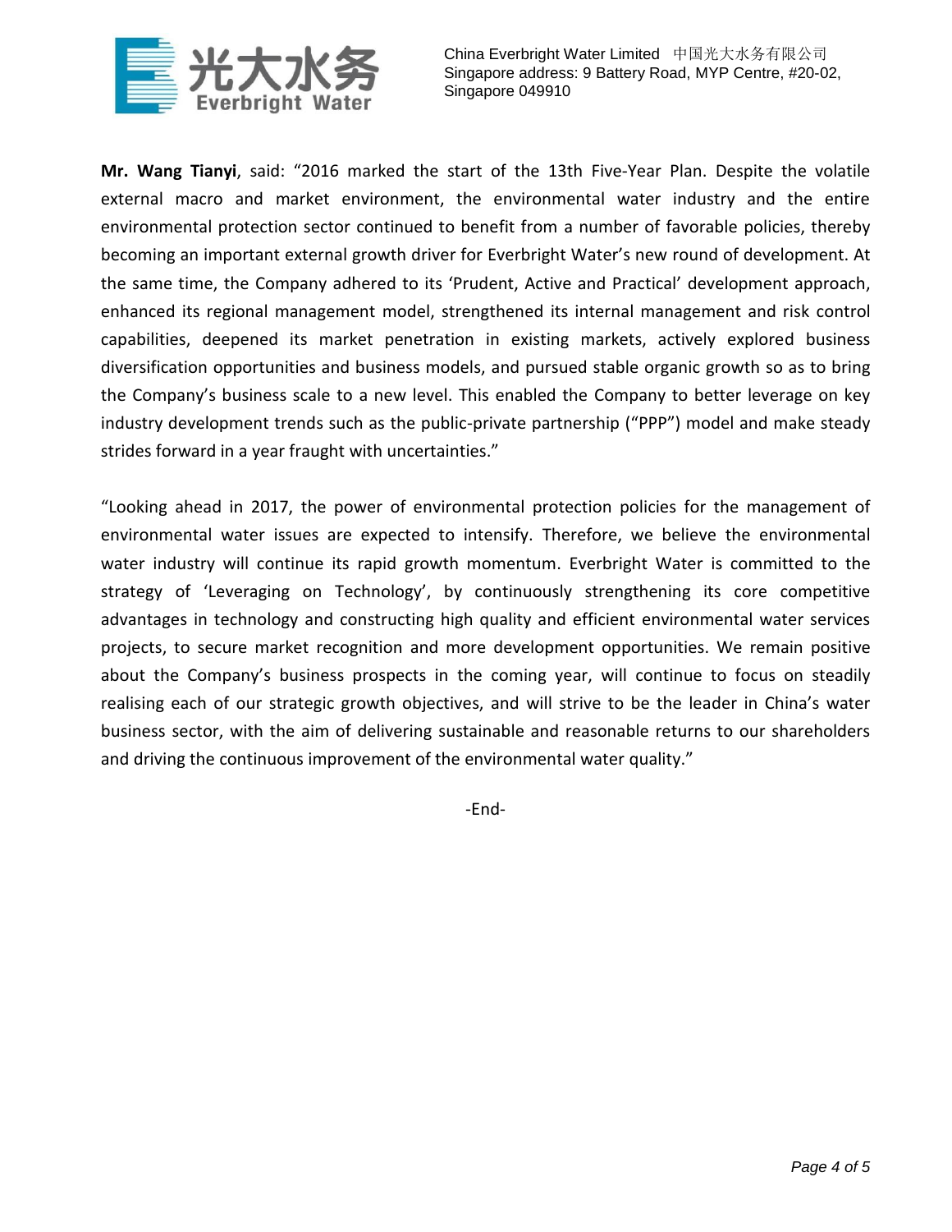**Mr. Wang Tianyi**, said: "2016 marked the start of the 13th Five-Year Plan. Despite the volatile external macro and market environment, the environmental water industry and the entire environmental protection sector continued to benefit from a number of favorable policies, thereby becoming an important external growth driver for Everbright Water's new round of development. At the same time, the Company adhered to its 'Prudent, Active and Practical' development approach, enhanced its regional management model, strengthened its internal management and risk control capabilities, deepened its market penetration in existing markets, actively explored business diversification opportunities and business models, and pursued stable organic growth so as to bring the Company's business scale to a new level. This enabled the Company to better leverage on key industry development trends such as the public-private partnership ("PPP") model and make steady strides forward in a year fraught with uncertainties."

"Looking ahead in 2017, the power of environmental protection policies for the management of environmental water issues are expected to intensify. Therefore, we believe the environmental water industry will continue its rapid growth momentum. Everbright Water is committed to the strategy of 'Leveraging on Technology', by continuously strengthening its core competitive advantages in technology and constructing high quality and efficient environmental water services projects, to secure market recognition and more development opportunities. We remain positive about the Company's business prospects in the coming year, will continue to focus on steadily realising each of our strategic growth objectives, and will strive to be the leader in China's water business sector, with the aim of delivering sustainable and reasonable returns to our shareholders and driving the continuous improvement of the environmental water quality."

-End-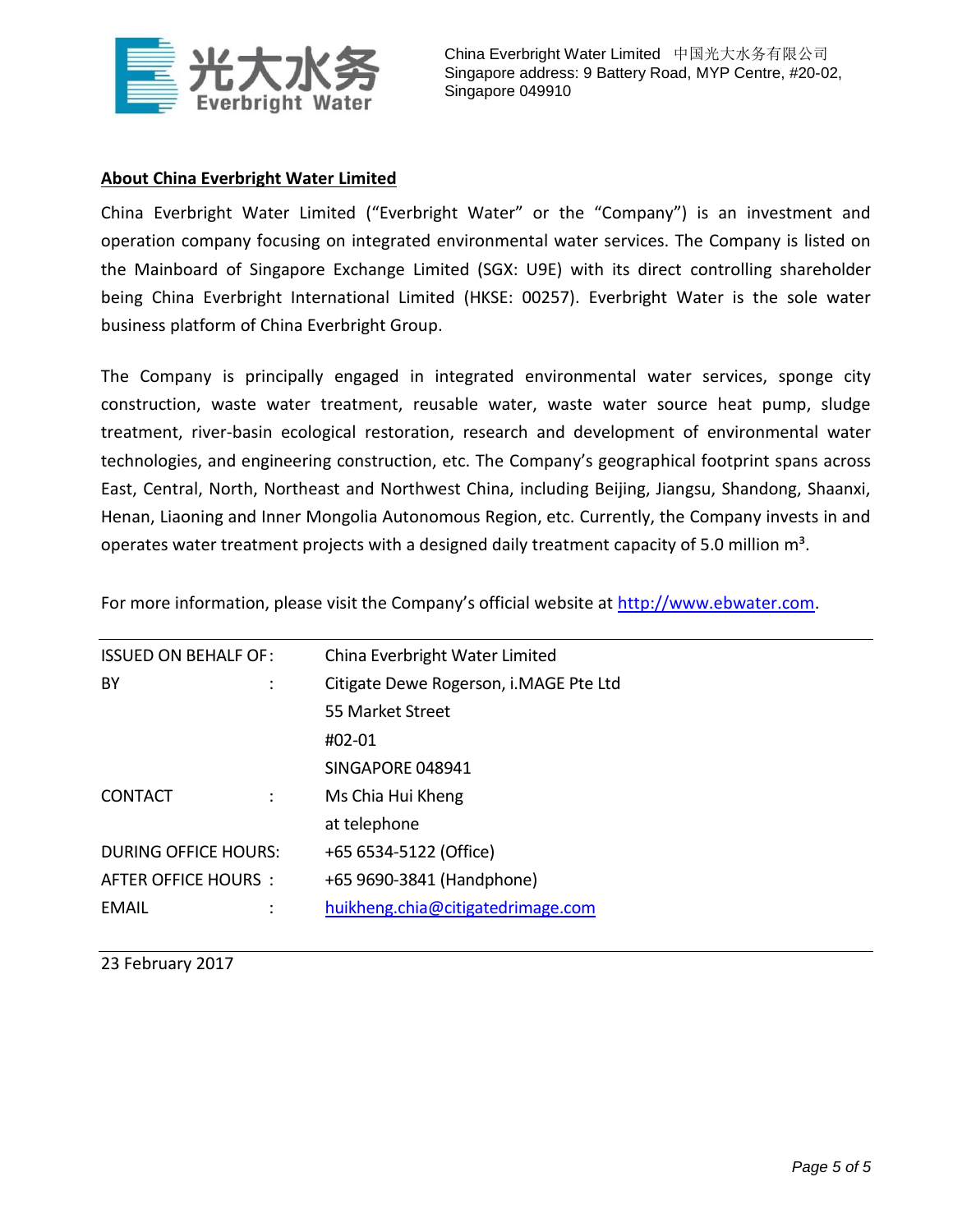## About China Everbright Water Limited

China Everbright Water Limited ("Everbright Water" or the "Company") is an investment and operation company focusing on integrated environmental water services. The Company is listed on the Mainboard of Singapore Exchange Limited (SGX: U9E) with its direct controlling shareholder being China Everbright International Limited (HKSE: 00257). Everbright Water is the sole water business platform of China Everbright Group.

The Company is principally engaged in integrated environmental water services, sponge city construction, waste water treatment, reusable water, waste water source heat pump, sludge treatment, river-basin ecological restoration, research and development of environmental water technologies, and engineering construction, etc. The Company's geographical footprint spans across East, Central, North, Northeast and Northwest China, including Beijing, Jiangsu, Shandong, Shaanxi, Henan, Liaoning and Inner Mongolia Autonomous Region, etc. Currently, the Company invests in and operates water treatment projects with a designed daily treatment capacity of 5.0 million $m^3$.

For more information, please visit the Company's official website at http://www.ebwater.com.

| | |
|---|---|
| ISSUED ON BEHALF OF: | China Everbright Water Limited |
| BY : | Citigate Dewe Rogerson, i.MAGE Pte Ltd |
| | 55 Market Street |
| | #02-01 |
| | SINGAPORE 048941 |
| CONTACT : | Ms Chia Hui Kheng |
| | at telephone |
| DURING OFFICE HOURS: | +65 6534-5122 (Office) |
| AFTER OFFICE HOURS : | +65 9690-3841 (Handphone) |
| EMAIL : | huikheng.chia@citigatedrimage.com |

23 February 2017